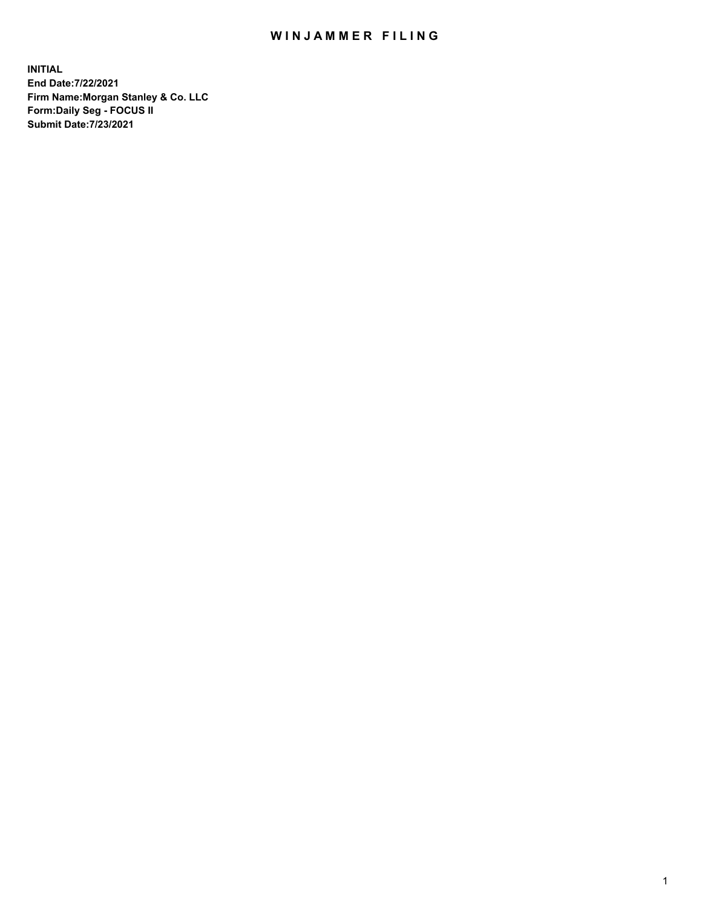# WINJAMMER FILING

**INITIAL**
**End Date:7/22/2021**
**Firm Name:Morgan Stanley & Co. LLC**
**Form:Daily Seg - FOCUS II**
**Submit Date:7/23/2021**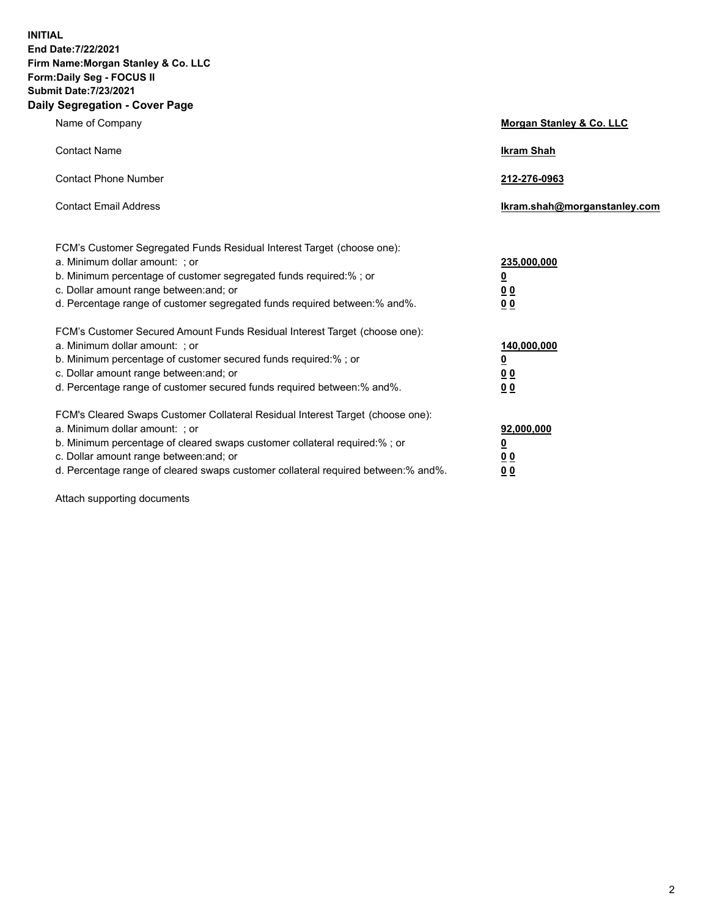**INITIAL**
**End Date:7/22/2021**
**Firm Name:Morgan Stanley & Co. LLC**
**Form:Daily Seg - FOCUS II**
**Submit Date:7/23/2021**

## Daily Segregation - Cover Page

| | |
|---|---|
| Name of Company | **Morgan Stanley & Co. LLC** |
| Contact Name | **Ikram Shah** |
| Contact Phone Number | **212-276-0963** |
| Contact Email Address | **Ikram.shah@morganstanley.com** |

| | |
|---|---|
| FCM's Customer Segregated Funds Residual Interest Target (choose one): | |
| a. Minimum dollar amount: ; or | **235,000,000** |
| b. Minimum percentage of customer segregated funds required:% ; or | **0** |
| c. Dollar amount range between:and; or | **0 0** |
| d. Percentage range of customer segregated funds required between:% and%. | **0 0** |
| FCM's Customer Secured Amount Funds Residual Interest Target (choose one): | |
| a. Minimum dollar amount: ; or | **140,000,000** |
| b. Minimum percentage of customer secured funds required:% ; or | **0** |
| c. Dollar amount range between:and; or | **0 0** |
| d. Percentage range of customer secured funds required between:% and%. | **0 0** |
| FCM's Cleared Swaps Customer Collateral Residual Interest Target (choose one): | |
| a. Minimum dollar amount: ; or | **92,000,000** |
| b. Minimum percentage of cleared swaps customer collateral required:% ; or | **0** |
| c. Dollar amount range between:and; or | **0 0** |
| d. Percentage range of cleared swaps customer collateral required between:% and%. | **0 0** |

Attach supporting documents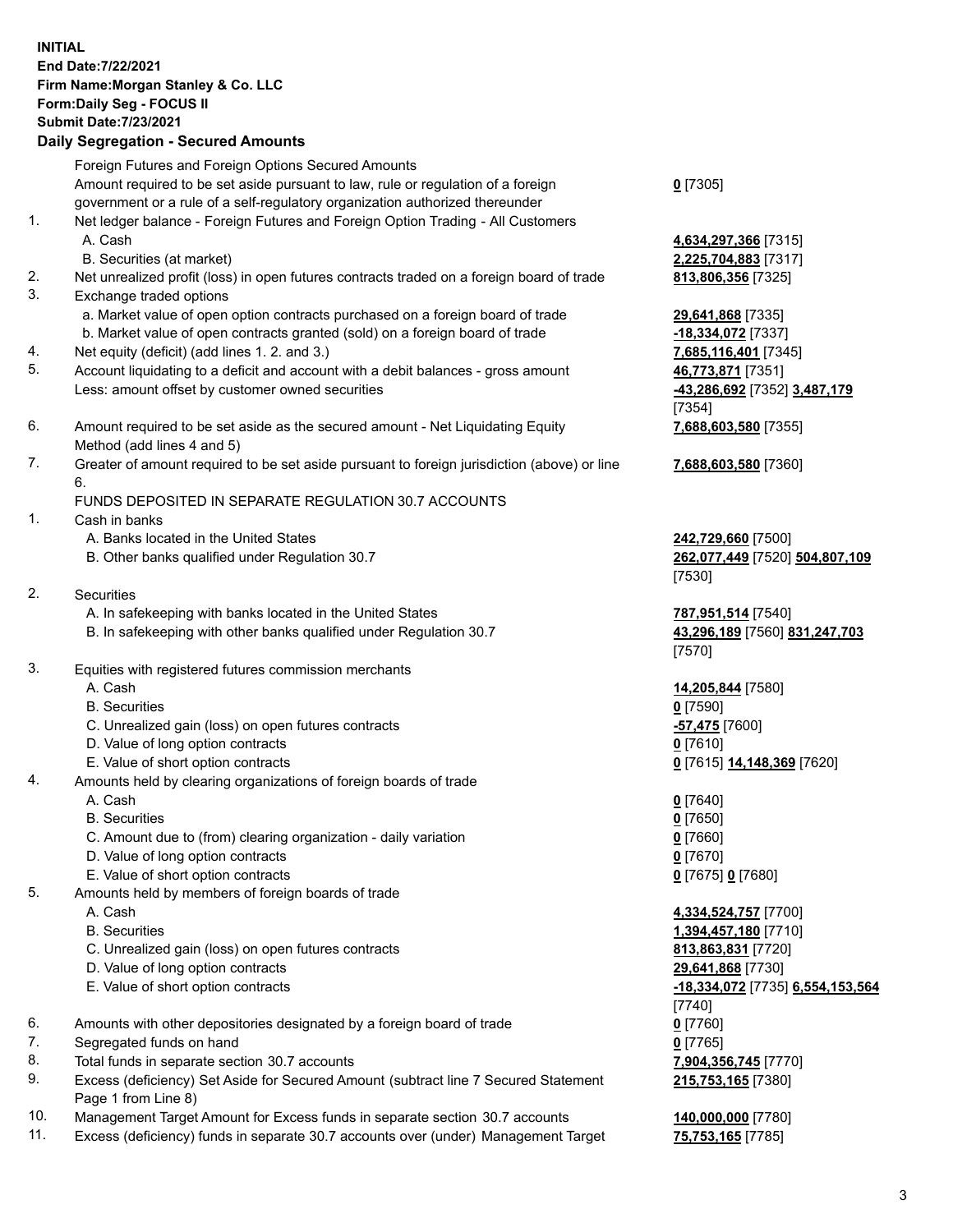**INITIAL**
**End Date:7/22/2021**
**Firm Name:Morgan Stanley & Co. LLC**
**Form:Daily Seg - FOCUS II**
**Submit Date:7/23/2021**

**Daily Segregation - Secured Amounts**

| | | |
|---|---|---|
| | Foreign Futures and Foreign Options Secured Amounts | |
| | Amount required to be set aside pursuant to law, rule or regulation of a foreign government or a rule of a self-regulatory organization authorized thereunder | **0** [7305] |
| 1. | Net ledger balance - Foreign Futures and Foreign Option Trading - All Customers | |
| | A. Cash | **4,634,297,366** [7315] |
| | B. Securities (at market) | **2,225,704,883** [7317] |
| 2. | Net unrealized profit (loss) in open futures contracts traded on a foreign board of trade | **813,806,356** [7325] |
| 3. | Exchange traded options | |
| | a. Market value of open option contracts purchased on a foreign board of trade | **29,641,868** [7335] |
| | b. Market value of open contracts granted (sold) on a foreign board of trade | **-18,334,072** [7337] |
| 4. | Net equity (deficit) (add lines 1. 2. and 3.) | **7,685,116,401** [7345] |
| 5. | Account liquidating to a deficit and account with a debit balances - gross amount | **46,773,871** [7351] |
| | Less: amount offset by customer owned securities | **-43,286,692** [7352] **3,487,179** [7354] |
| 6. | Amount required to be set aside as the secured amount - Net Liquidating Equity Method (add lines 4 and 5) | **7,688,603,580** [7355] |
| 7. | Greater of amount required to be set aside pursuant to foreign jurisdiction (above) or line 6. | **7,688,603,580** [7360] |
| | FUNDS DEPOSITED IN SEPARATE REGULATION 30.7 ACCOUNTS | |
| 1. | Cash in banks | |
| | A. Banks located in the United States | **242,729,660** [7500] |
| | B. Other banks qualified under Regulation 30.7 | **262,077,449** [7520] **504,807,109** [7530] |
| 2. | Securities | |
| | A. In safekeeping with banks located in the United States | **787,951,514** [7540] |
| | B. In safekeeping with other banks qualified under Regulation 30.7 | **43,296,189** [7560] **831,247,703** [7570] |
| 3. | Equities with registered futures commission merchants | |
| | A. Cash | **14,205,844** [7580] |
| | B. Securities | **0** [7590] |
| | C. Unrealized gain (loss) on open futures contracts | **-57,475** [7600] |
| | D. Value of long option contracts | **0** [7610] |
| | E. Value of short option contracts | **0** [7615] **14,148,369** [7620] |
| 4. | Amounts held by clearing organizations of foreign boards of trade | |
| | A. Cash | **0** [7640] |
| | B. Securities | **0** [7650] |
| | C. Amount due to (from) clearing organization - daily variation | **0** [7660] |
| | D. Value of long option contracts | **0** [7670] |
| | E. Value of short option contracts | **0** [7675] **0** [7680] |
| 5. | Amounts held by members of foreign boards of trade | |
| | A. Cash | **4,334,524,757** [7700] |
| | B. Securities | **1,394,457,180** [7710] |
| | C. Unrealized gain (loss) on open futures contracts | **813,863,831** [7720] |
| | D. Value of long option contracts | **29,641,868** [7730] |
| | E. Value of short option contracts | **-18,334,072** [7735] **6,554,153,564** [7740] |
| 6. | Amounts with other depositories designated by a foreign board of trade | **0** [7760] |
| 7. | Segregated funds on hand | **0** [7765] |
| 8. | Total funds in separate section 30.7 accounts | **7,904,356,745** [7770] |
| 9. | Excess (deficiency) Set Aside for Secured Amount (subtract line 7 Secured Statement Page 1 from Line 8) | **215,753,165** [7380] |
| 10. | Management Target Amount for Excess funds in separate section 30.7 accounts | **140,000,000** [7780] |
| 11. | Excess (deficiency) funds in separate 30.7 accounts over (under) Management Target | **75,753,165** [7785] |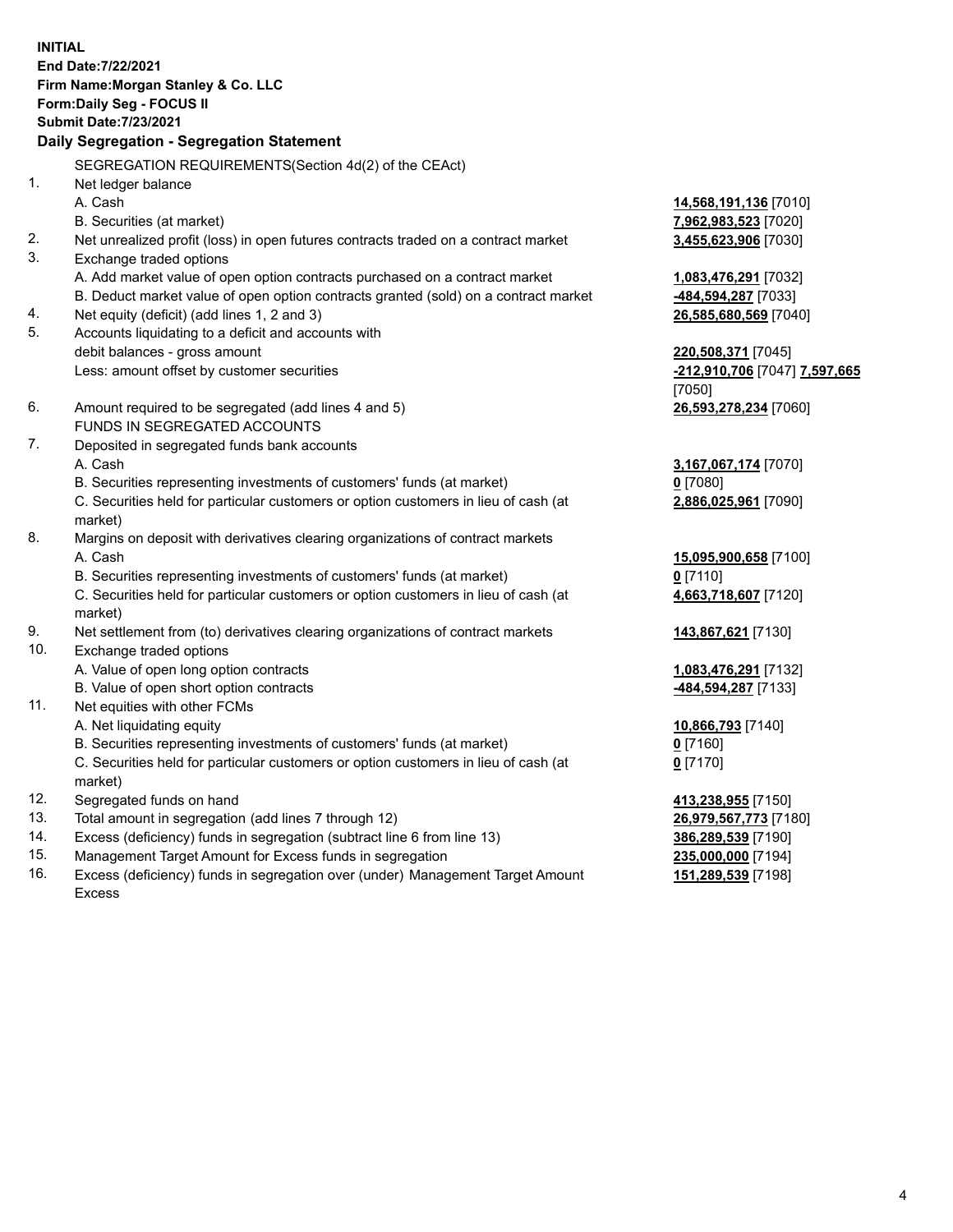**INITIAL**
**End Date:7/22/2021**
**Firm Name:Morgan Stanley & Co. LLC**
**Form:Daily Seg - FOCUS II**
**Submit Date:7/23/2021**

### Daily Segregation - Segregation Statement

SEGREGATION REQUIREMENTS(Section 4d(2) of the CEAct)

| | | |
|---|---|---|
| 1. | Net ledger balance | |
| | A. Cash | **14,568,191,136** [7010] |
| | B. Securities (at market) | **7,962,983,523** [7020] |
| 2. | Net unrealized profit (loss) in open futures contracts traded on a contract market | **3,455,623,906** [7030] |
| 3. | Exchange traded options | |
| | A. Add market value of open option contracts purchased on a contract market | **1,083,476,291** [7032] |
| | B. Deduct market value of open option contracts granted (sold) on a contract market | **-484,594,287** [7033] |
| 4. | Net equity (deficit) (add lines 1, 2 and 3) | **26,585,680,569** [7040] |
| 5. | Accounts liquidating to a deficit and accounts with debit balances - gross amount | **220,508,371** [7045] |
| | Less: amount offset by customer securities | **-212,910,706** [7047] **7,597,665** [7050] |
| 6. | Amount required to be segregated (add lines 4 and 5) | **26,593,278,234** [7060] |
| | FUNDS IN SEGREGATED ACCOUNTS | |
| 7. | Deposited in segregated funds bank accounts | |
| | A. Cash | **3,167,067,174** [7070] |
| | B. Securities representing investments of customers' funds (at market) | **0** [7080] |
| | C. Securities held for particular customers or option customers in lieu of cash (at market) | **2,886,025,961** [7090] |
| 8. | Margins on deposit with derivatives clearing organizations of contract markets | |
| | A. Cash | **15,095,900,658** [7100] |
| | B. Securities representing investments of customers' funds (at market) | **0** [7110] |
| | C. Securities held for particular customers or option customers in lieu of cash (at market) | **4,663,718,607** [7120] |
| 9. | Net settlement from (to) derivatives clearing organizations of contract markets | **143,867,621** [7130] |
| 10. | Exchange traded options | |
| | A. Value of open long option contracts | **1,083,476,291** [7132] |
| | B. Value of open short option contracts | **-484,594,287** [7133] |
| 11. | Net equities with other FCMs | |
| | A. Net liquidating equity | **10,866,793** [7140] |
| | B. Securities representing investments of customers' funds (at market) | **0** [7160] |
| | C. Securities held for particular customers or option customers in lieu of cash (at market) | **0** [7170] |
| 12. | Segregated funds on hand | **413,238,955** [7150] |
| 13. | Total amount in segregation (add lines 7 through 12) | **26,979,567,773** [7180] |
| 14. | Excess (deficiency) funds in segregation (subtract line 6 from line 13) | **386,289,539** [7190] |
| 15. | Management Target Amount for Excess funds in segregation | **235,000,000** [7194] |
| 16. | Excess (deficiency) funds in segregation over (under) Management Target Amount Excess | **151,289,539** [7198] |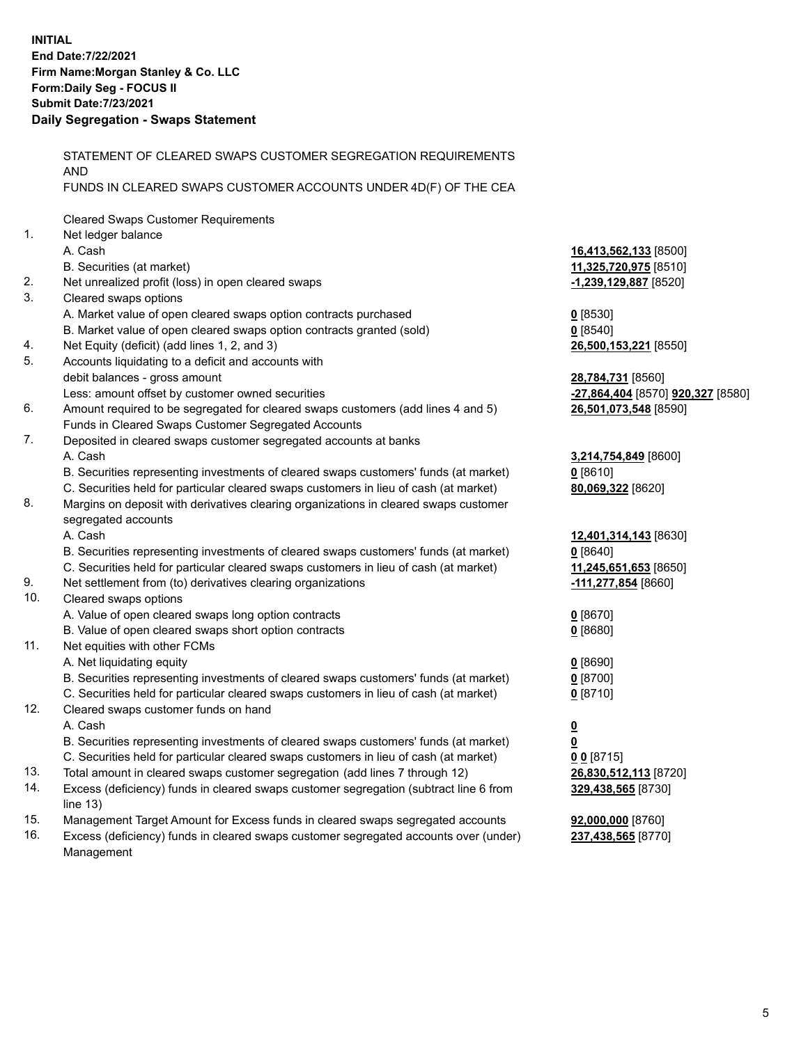**INITIAL**
**End Date:7/22/2021**
**Firm Name:Morgan Stanley & Co. LLC**
**Form:Daily Seg - FOCUS II**
**Submit Date:7/23/2021**
**Daily Segregation - Swaps Statement**

STATEMENT OF CLEARED SWAPS CUSTOMER SEGREGATION REQUIREMENTS AND FUNDS IN CLEARED SWAPS CUSTOMER ACCOUNTS UNDER 4D(F) OF THE CEA

| | | |
|---|---|---|
| | Cleared Swaps Customer Requirements | |
| 1. | Net ledger balance | |
| | A. Cash | **16,413,562,133** [8500] |
| | B. Securities (at market) | **11,325,720,975** [8510] |
| 2. | Net unrealized profit (loss) in open cleared swaps | **-1,239,129,887** [8520] |
| 3. | Cleared swaps options | |
| | A. Market value of open cleared swaps option contracts purchased | **0** [8530] |
| | B. Market value of open cleared swaps option contracts granted (sold) | **0** [8540] |
| 4. | Net Equity (deficit) (add lines 1, 2, and 3) | **26,500,153,221** [8550] |
| 5. | Accounts liquidating to a deficit and accounts with | |
| | debit balances - gross amount | **28,784,731** [8560] |
| | Less: amount offset by customer owned securities | **-27,864,404** [8570] **920,327** [8580] |
| 6. | Amount required to be segregated for cleared swaps customers (add lines 4 and 5) | **26,501,073,548** [8590] |
| | Funds in Cleared Swaps Customer Segregated Accounts | |
| 7. | Deposited in cleared swaps customer segregated accounts at banks | |
| | A. Cash | **3,214,754,849** [8600] |
| | B. Securities representing investments of cleared swaps customers' funds (at market) | **0** [8610] |
| | C. Securities held for particular cleared swaps customers in lieu of cash (at market) | **80,069,322** [8620] |
| 8. | Margins on deposit with derivatives clearing organizations in cleared swaps customer segregated accounts | |
| | A. Cash | **12,401,314,143** [8630] |
| | B. Securities representing investments of cleared swaps customers' funds (at market) | **0** [8640] |
| | C. Securities held for particular cleared swaps customers in lieu of cash (at market) | **11,245,651,653** [8650] |
| 9. | Net settlement from (to) derivatives clearing organizations | **-111,277,854** [8660] |
| 10. | Cleared swaps options | |
| | A. Value of open cleared swaps long option contracts | **0** [8670] |
| | B. Value of open cleared swaps short option contracts | **0** [8680] |
| 11. | Net equities with other FCMs | |
| | A. Net liquidating equity | **0** [8690] |
| | B. Securities representing investments of cleared swaps customers' funds (at market) | **0** [8700] |
| | C. Securities held for particular cleared swaps customers in lieu of cash (at market) | **0** [8710] |
| 12. | Cleared swaps customer funds on hand | |
| | A. Cash | **0** |
| | B. Securities representing investments of cleared swaps customers' funds (at market) | **0** |
| | C. Securities held for particular cleared swaps customers in lieu of cash (at market) | **0** **0** [8715] |
| 13. | Total amount in cleared swaps customer segregation (add lines 7 through 12) | **26,830,512,113** [8720] |
| 14. | Excess (deficiency) funds in cleared swaps customer segregation (subtract line 6 from line 13) | **329,438,565** [8730] |
| 15. | Management Target Amount for Excess funds in cleared swaps segregated accounts | **92,000,000** [8760] |
| 16. | Excess (deficiency) funds in cleared swaps customer segregated accounts over (under) Management | **237,438,565** [8770] |